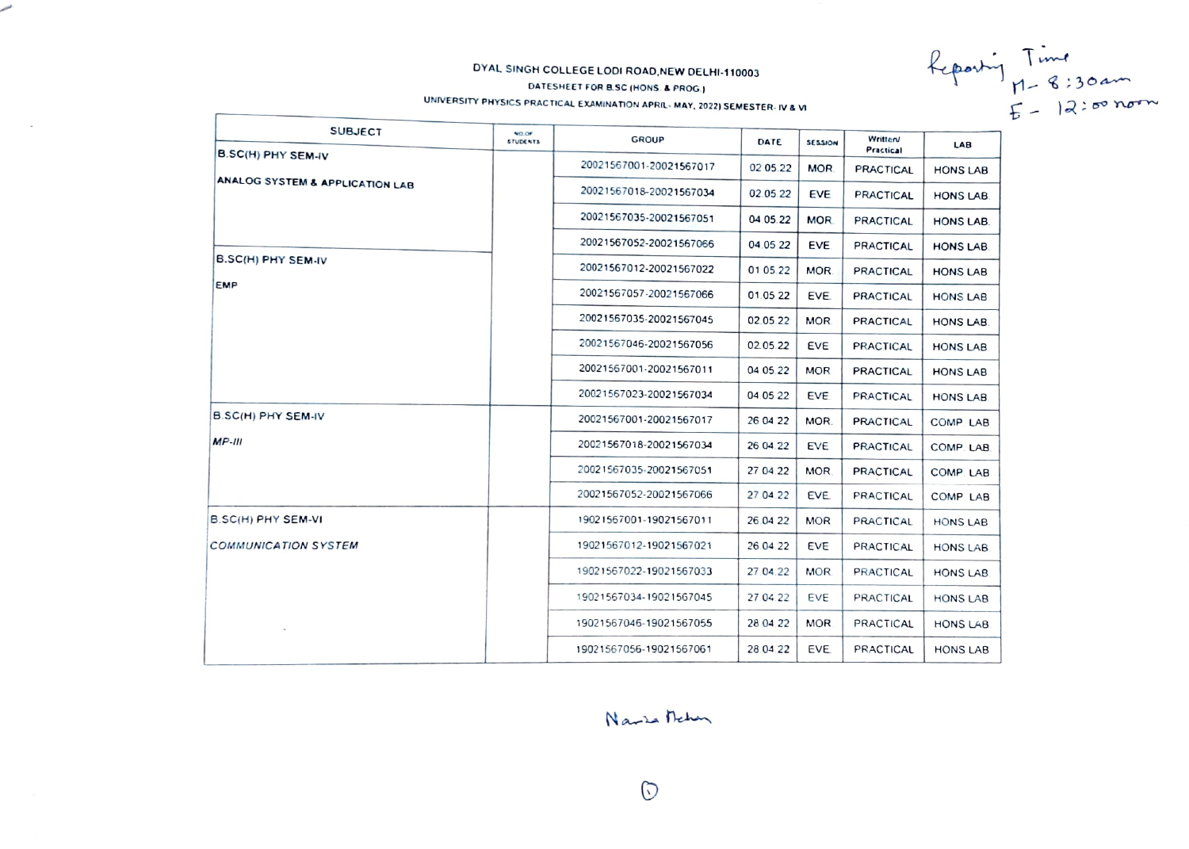DYAL SINGH COLLEGE LODI ROAD,NEW DELHI-110003

DATESHEET FOR B.SC (HONS. & PROG.)

UNIVERSITY PHYSICS PRACTICAL EXAMINATION APRIL- MAY, 2022) SEMESTER- IV & VI

Reporting Time
M - 8:30am
E - 12:00 noon

| SUBJECT | NO. OF STUDENTS | GROUP | DATE | SESSION | Written/ Practical | LAB |
|---|---|---|---|---|---|---|
| B.SC(H) PHY SEM-IV ANALOG SYSTEM & APPLICATION LAB | | 20021567001-20021567017 | 02.05.22 | MOR | PRACTICAL | HONS LAB |
| | | 20021567018-20021567034 | 02.05.22 | EVE | PRACTICAL | HONS LAB |
| | | 20021567035-20021567051 | 04.05.22 | MOR | PRACTICAL | HONS LAB |
| | | 20021567052-20021567066 | 04.05.22 | EVE | PRACTICAL | HONS LAB |
| B.SC(H) PHY SEM-IV EMP | | 20021567012-20021567022 | 01.05.22 | MOR | PRACTICAL | HONS LAB |
| | | 20021567057-20021567066 | 01.05.22 | EVE | PRACTICAL | HONS LAB |
| | | 20021567035-20021567045 | 02.05.22 | MOR | PRACTICAL | HONS LAB |
| | | 20021567046-20021567056 | 02.05.22 | EVE | PRACTICAL | HONS LAB |
| | | 20021567001-20021567011 | 04.05.22 | MOR | PRACTICAL | HONS LAB |
| | | 20021567023-20021567034 | 04.05.22 | EVE | PRACTICAL | HONS LAB |
| B.SC(H) PHY SEM-IV *MP-III* | | 20021567001-20021567017 | 26.04.22 | MOR | PRACTICAL | COMP. LAB |
| | | 20021567018-20021567034 | 26.04.22 | EVE | PRACTICAL | COMP. LAB |
| | | 20021567035-20021567051 | 27.04.22 | MOR | PRACTICAL | COMP. LAB |
| | | 20021567052-20021567066 | 27.04.22 | EVE | PRACTICAL | COMP. LAB |
| B.SC(H) PHY SEM-VI *COMMUNICATION SYSTEM* | | 19021567001-19021567011 | 26.04.22 | MOR | PRACTICAL | HONS LAB |
| | | 19021567012-19021567021 | 26.04.22 | EVE | PRACTICAL | HONS LAB |
| | | 19021567022-19021567033 | 27.04.22 | MOR | PRACTICAL | HONS LAB |
| | | 19021567034-19021567045 | 27.04.22 | EVE | PRACTICAL | HONS LAB |
| | | 19021567046-19021567055 | 28.04.22 | MOR | PRACTICAL | HONS LAB |
| | | 19021567056-19021567061 | 28.04.22 | EVE | PRACTICAL | HONS LAB |

Narula Mehan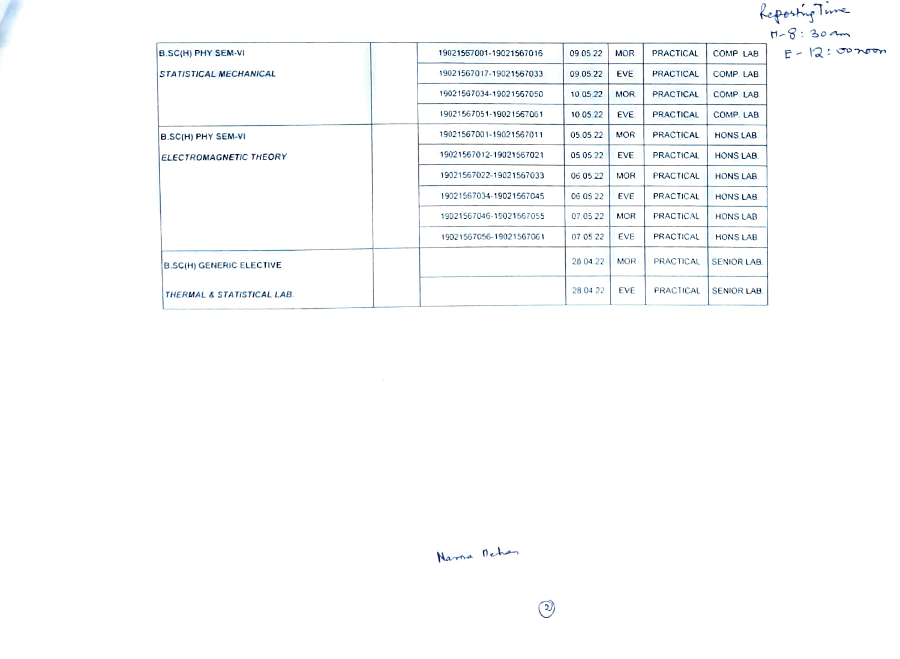Reporting Time
M - 8 : 30 am
E - 12 : 00 noon

| | | | | | | |
|---|---|---|---|---|---|---|
| B.SC(H) PHY SEM-VI *STATISTICAL MECHANICAL* | | 19021567001-19021567016 | 09.05.22 | MOR | PRACTICAL | COMP. LAB |
| | | 19021567017-19021567033 | 09.05.22 | EVE | PRACTICAL | COMP. LAB |
| | | 19021567034-19021567050 | 10.05.22 | MOR | PRACTICAL | COMP. LAB |
| | | 19021567051-19021567061 | 10.05.22 | EVE | PRACTICAL | COMP. LAB |
| B.SC(H) PHY SEM-VI *ELECTROMAGNETIC THEORY* | | 19021567001-19021567011 | 05.05.22 | MOR | PRACTICAL | HONS LAB |
| | | 19021567012-19021567021 | 05.05.22 | EVE | PRACTICAL | HONS LAB |
| | | 19021567022-19021567033 | 06.05.22 | MOR | PRACTICAL | HONS LAB |
| | | 19021567034-19021567045 | 06.05.22 | EVE | PRACTICAL | HONS LAB |
| | | 19021567046-19021567055 | 07.05.22 | MOR | PRACTICAL | HONS LAB |
| | | 19021567056-19021567061 | 07.05.22 | EVE | PRACTICAL | HONS LAB |
| B.SC(H) GENERIC ELECTIVE | | | 28.04.22 | MOR | PRACTICAL | SENIOR LAB |
| *THERMAL & STATISTICAL LAB.* | | | 28.04.22 | EVE | PRACTICAL | SENIOR LAB |

Naresh Mehan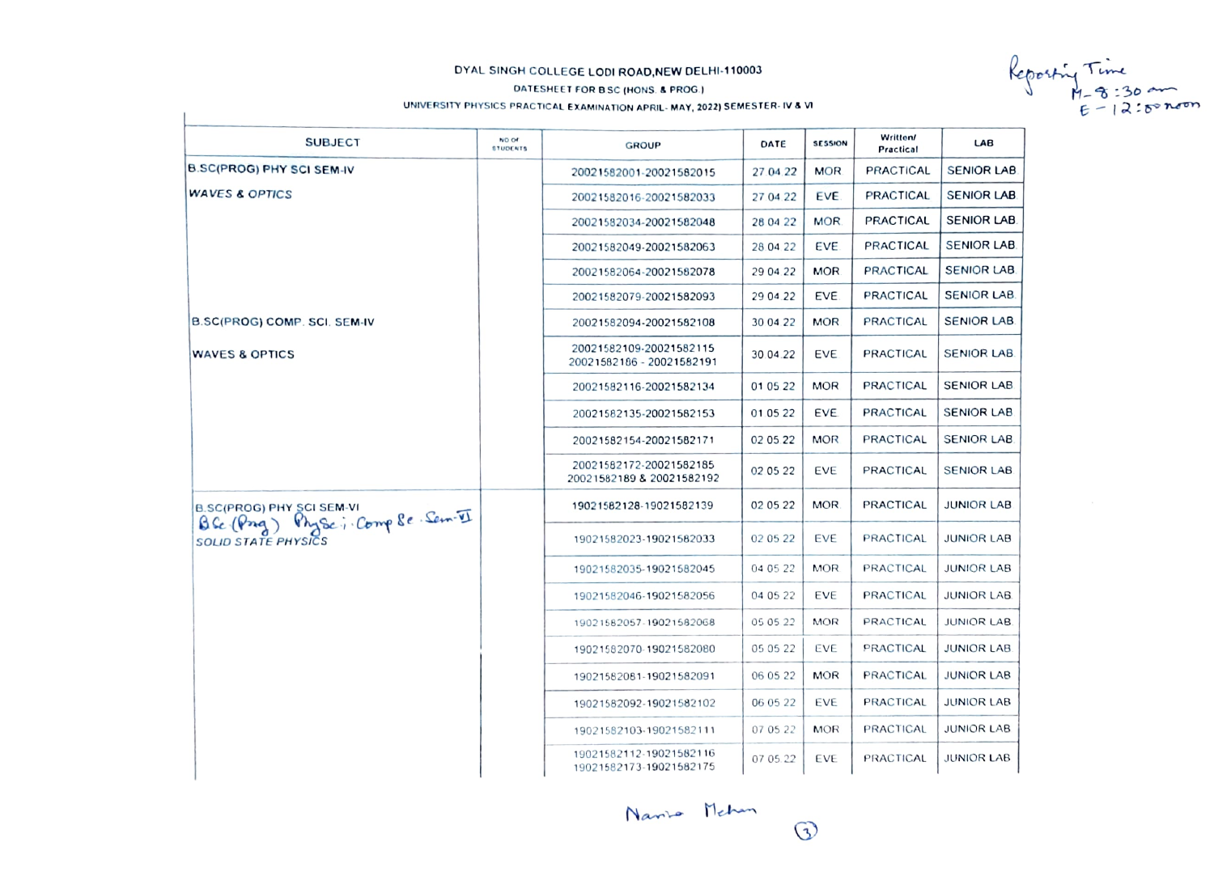DYAL SINGH COLLEGE LODI ROAD,NEW DELHI-110003

DATESHEET FOR B SC (HONS. & PROG.)

UNIVERSITY PHYSICS PRACTICAL EXAMINATION APRIL- MAY, 2022) SEMESTER- IV & VI

Reporting Time
M - 8:30 am
E - 12:00 noon

| SUBJECT | NO OF STUDENTS | GROUP | DATE | SESSION | Written/ Practical | LAB |
|---|---|---|---|---|---|---|
| B.SC(PROG) PHY SCI SEM-IV *WAVES & OPTICS* | | 20021582001-20021582015 | 27 04 22 | MOR | PRACTICAL | SENIOR LAB |
| | | 20021582016-20021582033 | 27 04 22 | EVE | PRACTICAL | SENIOR LAB |
| | | 20021582034-20021582048 | 28 04 22 | MOR | PRACTICAL | SENIOR LAB |
| | | 20021582049-20021582063 | 28 04 22 | EVE | PRACTICAL | SENIOR LAB |
| | | 20021582064-20021582078 | 29 04 22 | MOR | PRACTICAL | SENIOR LAB |
| | | 20021582079-20021582093 | 29 04 22 | EVE | PRACTICAL | SENIOR LAB |
| B.SC(PROG) COMP. SCI. SEM-IV WAVES & OPTICS | | 20021582094-20021582108 | 30 04 22 | MOR | PRACTICAL | SENIOR LAB |
| | | 20021582109-20021582115 20021582186 - 20021582191 | 30 04 22 | EVE | PRACTICAL | SENIOR LAB |
| | | 20021582116-20021582134 | 01 05 22 | MOR | PRACTICAL | SENIOR LAB |
| | | 20021582135-20021582153 | 01 05 22 | EVE | PRACTICAL | SENIOR LAB |
| | | 20021582154-20021582171 | 02 05 22 | MOR | PRACTICAL | SENIOR LAB |
| | | 20021582172-20021582185 20021582189 & 20021582192 | 02 05 22 | EVE | PRACTICAL | SENIOR LAB |
| B.SC(PROG) PHY SCI SEM-VI B.Sc. (Prog) Phy.Sci.·Comp.Sc.·Sem-VI *SOLID STATE PHYSICS* | | 19021582128-19021582139 | 02 05 22 | MOR | PRACTICAL | JUNIOR LAB |
| | | 19021582023-19021582033 | 02 05 22 | EVE | PRACTICAL | JUNIOR LAB |
| | | 19021582035-19021582045 | 04 05 22 | MOR | PRACTICAL | JUNIOR LAB |
| | | 19021582046-19021582056 | 04 05 22 | EVE | PRACTICAL | JUNIOR LAB |
| | | 19021582057-19021582068 | 05 05 22 | MOR | PRACTICAL | JUNIOR LAB |
| | | 19021582070-19021582080 | 05 05 22 | EVE | PRACTICAL | JUNIOR LAB |
| | | 19021582081-19021582091 | 06 05 22 | MOR | PRACTICAL | JUNIOR LAB |
| | | 19021582092-19021582102 | 06 05 22 | EVE | PRACTICAL | JUNIOR LAB |
| | | 19021582103-19021582111 | 07 05 22 | MOR | PRACTICAL | JUNIOR LAB |
| | | 19021582112-19021582116 19021582173-19021582175 | 07 05 22 | EVE | PRACTICAL | JUNIOR LAB |

Namo Mehan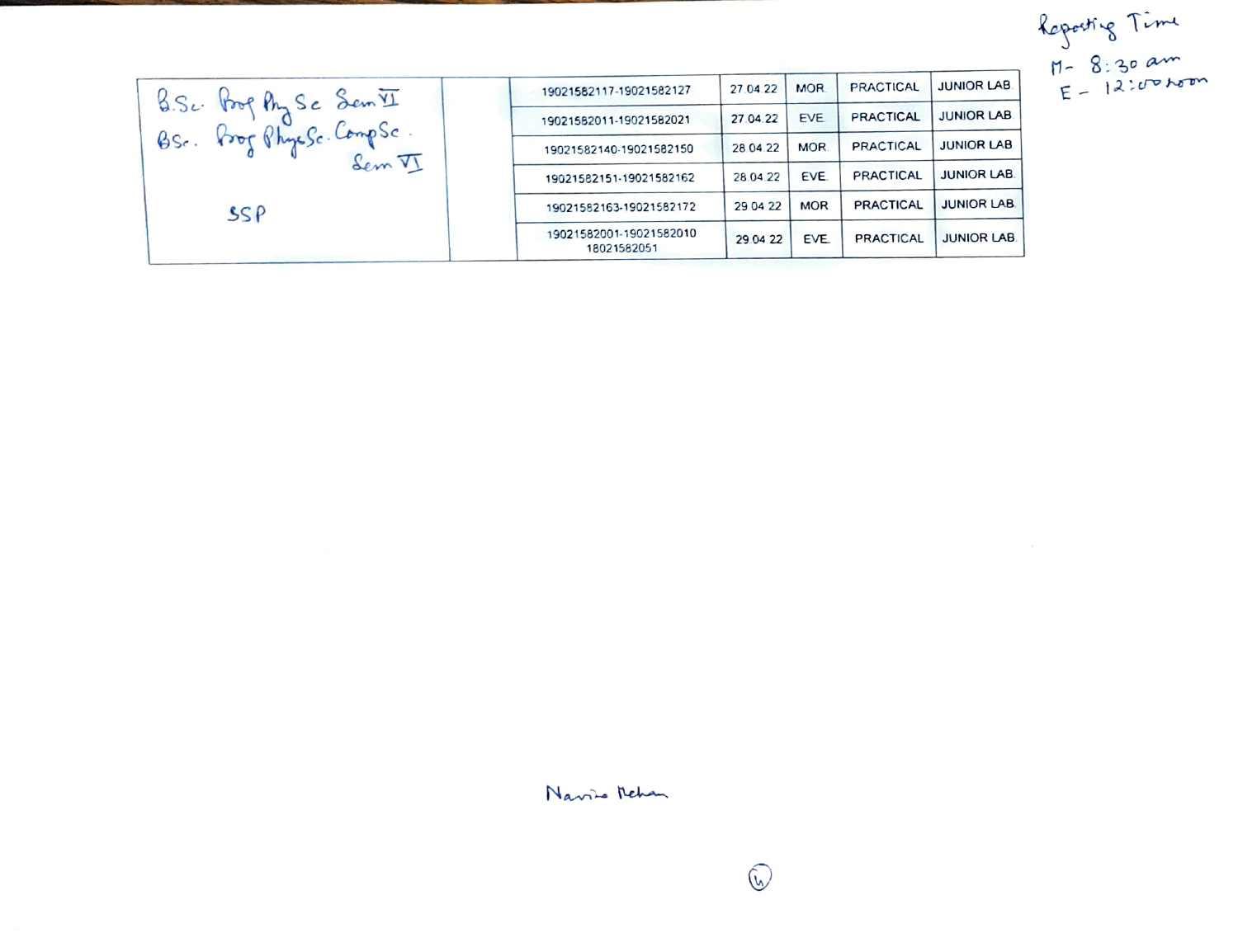Reporting Time
M - 8:30 am
E - 12:00 noon

| | | | | | | |
|---|---|---|---|---|---|---|
| B.Sc. Prog Phy Sc Sem VI<br>BSc. Prog PhysSc. CompSc. Sem VI<br><br>SSP | | 19021582117-19021582127 | 27.04.22 | MOR. | PRACTICAL | JUNIOR LAB |
| | | 19021582011-19021582021 | 27.04.22 | EVE. | PRACTICAL | JUNIOR LAB |
| | | 19021582140-19021582150 | 28.04.22 | MOR. | PRACTICAL | JUNIOR LAB |
| | | 19021582151-19021582162 | 28.04.22 | EVE. | PRACTICAL | JUNIOR LAB. |
| | | 19021582163-19021582172 | 29.04.22 | MOR | PRACTICAL | JUNIOR LAB. |
| | | 19021582001-19021582010<br>18021582051 | 29.04.22 | EVE. | PRACTICAL | JUNIOR LAB. |

Navin Mehan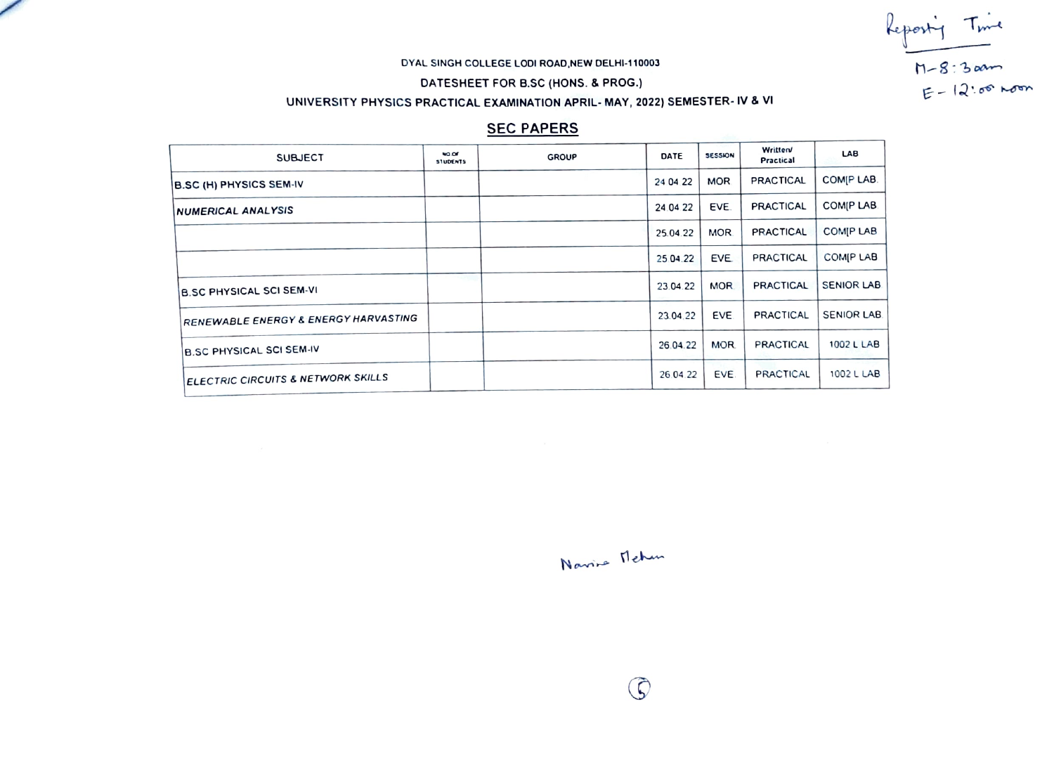Reporting Time

M - 8:30am

E - 12:00 noon

DYAL SINGH COLLEGE LODI ROAD,NEW DELHI-110003

DATESHEET FOR B.SC (HONS. & PROG.)

UNIVERSITY PHYSICS PRACTICAL EXAMINATION APRIL- MAY, 2022) SEMESTER- IV & VI

## SEC PAPERS

| SUBJECT | NO OF STUDENTS | GROUP | DATE | SESSION | Written/ Practical | LAB |
|---|---|---|---|---|---|---|
| B.SC (H) PHYSICS SEM-IV | | | 24 04 22 | MOR | PRACTICAL | COM[P LAB. |
| *NUMERICAL ANALYSIS* | | | 24 04 22 | EVE. | PRACTICAL | COM[P LAB |
| | | | 25.04 22 | MOR | PRACTICAL | COM[P LAB |
| | | | 25 04 22 | EVE. | PRACTICAL | COM[P LAB |
| B.SC PHYSICAL SCI SEM-VI | | | 23 04 22 | MOR | PRACTICAL | SENIOR LAB |
| *RENEWABLE ENERGY & ENERGY HARVASTING* | | | 23 04 22 | EVE | PRACTICAL | SENIOR LAB. |
| B.SC PHYSICAL SCI SEM-IV | | | 26.04.22 | MOR. | PRACTICAL | 1002 L LAB |
| *ELECTRIC CIRCUITS & NETWORK SKILLS* | | | 26 04 22 | EVE | PRACTICAL | 1002 L LAB |

Navina Mehan